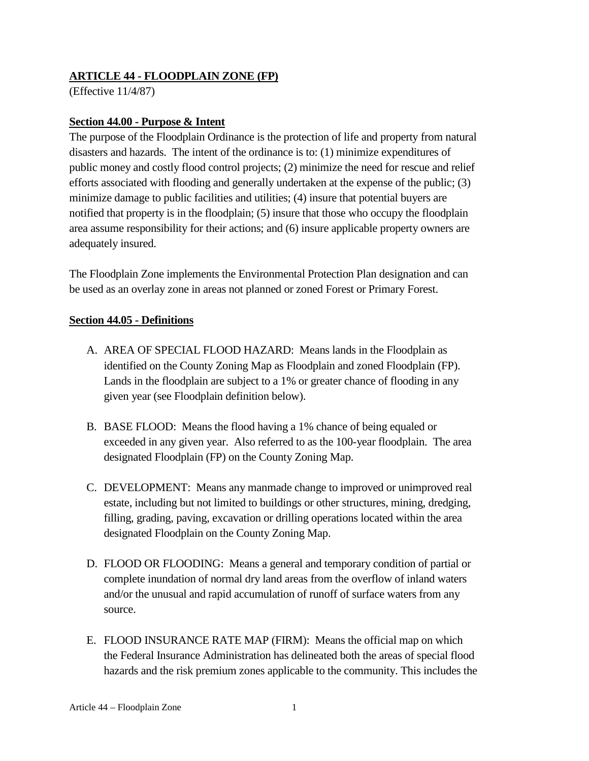## ARTICLE 44 - FLOODPLAIN ZONE (FP)

(Effective 11/4/87)

### Section 44.00 - Purpose & Intent

The purpose of the Floodplain Ordinance is the protection of life and property from natural disasters and hazards. The intent of the ordinance is to: (1) minimize expenditures of public money and costly flood control projects; (2) minimize the need for rescue and relief efforts associated with flooding and generally undertaken at the expense of the public; (3) minimize damage to public facilities and utilities; (4) insure that potential buyers are notified that property is in the floodplain; (5) insure that those who occupy the floodplain area assume responsibility for their actions; and (6) insure applicable property owners are adequately insured.

The Floodplain Zone implements the Environmental Protection Plan designation and can be used as an overlay zone in areas not planned or zoned Forest or Primary Forest.

### Section 44.05 - Definitions

A. AREA OF SPECIAL FLOOD HAZARD: Means lands in the Floodplain as identified on the County Zoning Map as Floodplain and zoned Floodplain (FP). Lands in the floodplain are subject to a 1% or greater chance of flooding in any given year (see Floodplain definition below).

B. BASE FLOOD: Means the flood having a 1% chance of being equaled or exceeded in any given year. Also referred to as the 100-year floodplain. The area designated Floodplain (FP) on the County Zoning Map.

C. DEVELOPMENT: Means any manmade change to improved or unimproved real estate, including but not limited to buildings or other structures, mining, dredging, filling, grading, paving, excavation or drilling operations located within the area designated Floodplain on the County Zoning Map.

D. FLOOD OR FLOODING: Means a general and temporary condition of partial or complete inundation of normal dry land areas from the overflow of inland waters and/or the unusual and rapid accumulation of runoff of surface waters from any source.

E. FLOOD INSURANCE RATE MAP (FIRM): Means the official map on which the Federal Insurance Administration has delineated both the areas of special flood hazards and the risk premium zones applicable to the community. This includes the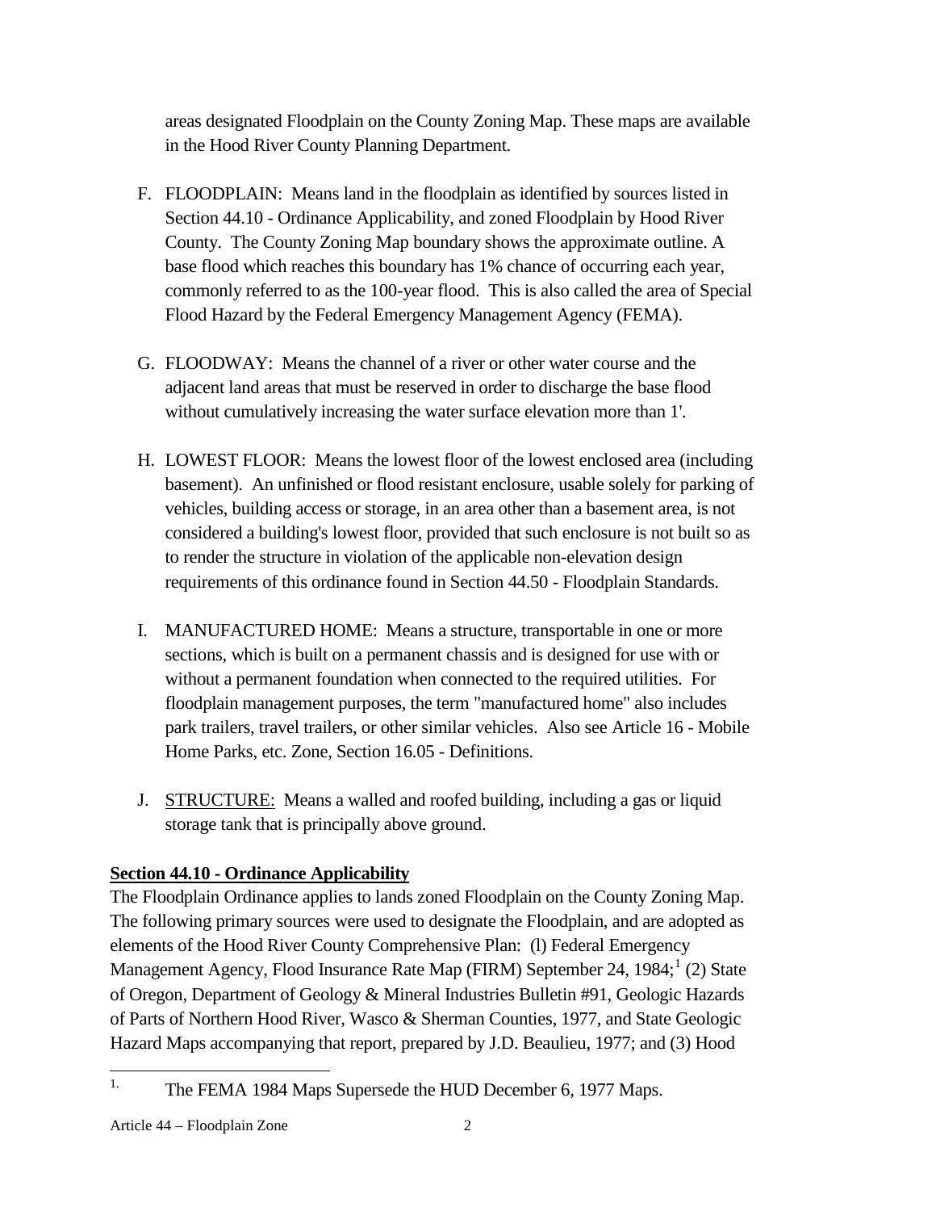areas designated Floodplain on the County Zoning Map. These maps are available in the Hood River County Planning Department.

F. FLOODPLAIN: Means land in the floodplain as identified by sources listed in Section 44.10 - Ordinance Applicability, and zoned Floodplain by Hood River County. The County Zoning Map boundary shows the approximate outline. A base flood which reaches this boundary has 1% chance of occurring each year, commonly referred to as the 100-year flood. This is also called the area of Special Flood Hazard by the Federal Emergency Management Agency (FEMA).

G. FLOODWAY: Means the channel of a river or other water course and the adjacent land areas that must be reserved in order to discharge the base flood without cumulatively increasing the water surface elevation more than 1'.

H. LOWEST FLOOR: Means the lowest floor of the lowest enclosed area (including basement). An unfinished or flood resistant enclosure, usable solely for parking of vehicles, building access or storage, in an area other than a basement area, is not considered a building's lowest floor, provided that such enclosure is not built so as to render the structure in violation of the applicable non-elevation design requirements of this ordinance found in Section 44.50 - Floodplain Standards.

I. MANUFACTURED HOME: Means a structure, transportable in one or more sections, which is built on a permanent chassis and is designed for use with or without a permanent foundation when connected to the required utilities. For floodplain management purposes, the term "manufactured home" also includes park trailers, travel trailers, or other similar vehicles. Also see Article 16 - Mobile Home Parks, etc. Zone, Section 16.05 - Definitions.

J. STRUCTURE: Means a walled and roofed building, including a gas or liquid storage tank that is principally above ground.

**Section 44.10 - Ordinance Applicability**

The Floodplain Ordinance applies to lands zoned Floodplain on the County Zoning Map. The following primary sources were used to designate the Floodplain, and are adopted as elements of the Hood River County Comprehensive Plan: (l) Federal Emergency Management Agency, Flood Insurance Rate Map (FIRM) September 24, 1984;[1] (2) State of Oregon, Department of Geology & Mineral Industries Bulletin #91, Geologic Hazards of Parts of Northern Hood River, Wasco & Sherman Counties, 1977, and State Geologic Hazard Maps accompanying that report, prepared by J.D. Beaulieu, 1977; and (3) Hood

[1] The FEMA 1984 Maps Supersede the HUD December 6, 1977 Maps.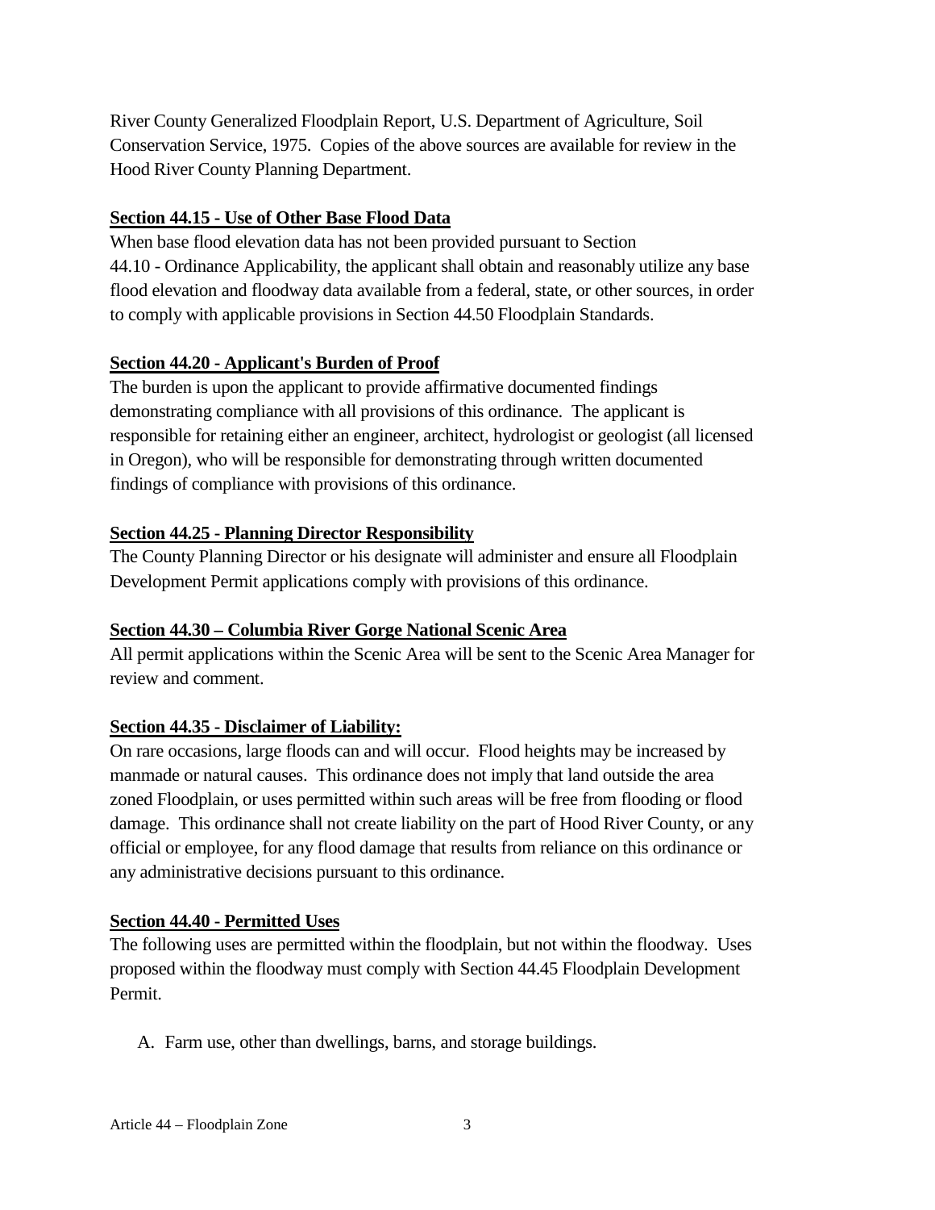River County Generalized Floodplain Report, U.S. Department of Agriculture, Soil Conservation Service, 1975. Copies of the above sources are available for review in the Hood River County Planning Department.

**Section 44.15 - Use of Other Base Flood Data**

When base flood elevation data has not been provided pursuant to Section 44.10 - Ordinance Applicability, the applicant shall obtain and reasonably utilize any base flood elevation and floodway data available from a federal, state, or other sources, in order to comply with applicable provisions in Section 44.50 Floodplain Standards.

**Section 44.20 - Applicant's Burden of Proof**

The burden is upon the applicant to provide affirmative documented findings demonstrating compliance with all provisions of this ordinance. The applicant is responsible for retaining either an engineer, architect, hydrologist or geologist (all licensed in Oregon), who will be responsible for demonstrating through written documented findings of compliance with provisions of this ordinance.

**Section 44.25 - Planning Director Responsibility**

The County Planning Director or his designate will administer and ensure all Floodplain Development Permit applications comply with provisions of this ordinance.

**Section 44.30 – Columbia River Gorge National Scenic Area**

All permit applications within the Scenic Area will be sent to the Scenic Area Manager for review and comment.

**Section 44.35 - Disclaimer of Liability:**

On rare occasions, large floods can and will occur. Flood heights may be increased by manmade or natural causes. This ordinance does not imply that land outside the area zoned Floodplain, or uses permitted within such areas will be free from flooding or flood damage. This ordinance shall not create liability on the part of Hood River County, or any official or employee, for any flood damage that results from reliance on this ordinance or any administrative decisions pursuant to this ordinance.

**Section 44.40 - Permitted Uses**

The following uses are permitted within the floodplain, but not within the floodway. Uses proposed within the floodway must comply with Section 44.45 Floodplain Development Permit.

A. Farm use, other than dwellings, barns, and storage buildings.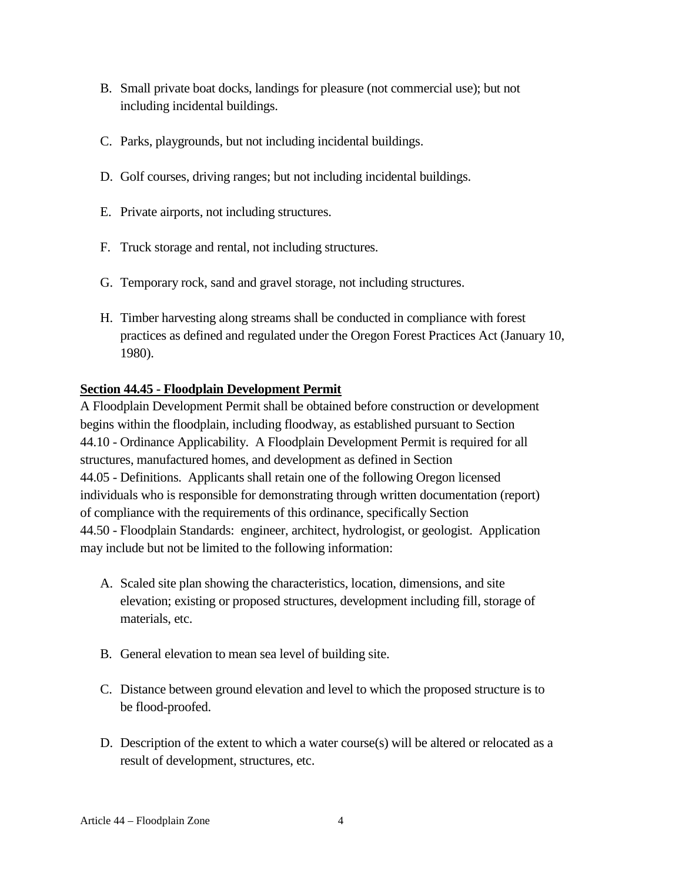B. Small private boat docks, landings for pleasure (not commercial use); but not including incidental buildings.

C. Parks, playgrounds, but not including incidental buildings.

D. Golf courses, driving ranges; but not including incidental buildings.

E. Private airports, not including structures.

F. Truck storage and rental, not including structures.

G. Temporary rock, sand and gravel storage, not including structures.

H. Timber harvesting along streams shall be conducted in compliance with forest practices as defined and regulated under the Oregon Forest Practices Act (January 10, 1980).

**Section 44.45 - Floodplain Development Permit**

A Floodplain Development Permit shall be obtained before construction or development begins within the floodplain, including floodway, as established pursuant to Section 44.10 - Ordinance Applicability. A Floodplain Development Permit is required for all structures, manufactured homes, and development as defined in Section 44.05 - Definitions. Applicants shall retain one of the following Oregon licensed individuals who is responsible for demonstrating through written documentation (report) of compliance with the requirements of this ordinance, specifically Section 44.50 - Floodplain Standards: engineer, architect, hydrologist, or geologist. Application may include but not be limited to the following information:

A. Scaled site plan showing the characteristics, location, dimensions, and site elevation; existing or proposed structures, development including fill, storage of materials, etc.

B. General elevation to mean sea level of building site.

C. Distance between ground elevation and level to which the proposed structure is to be flood-proofed.

D. Description of the extent to which a water course(s) will be altered or relocated as a result of development, structures, etc.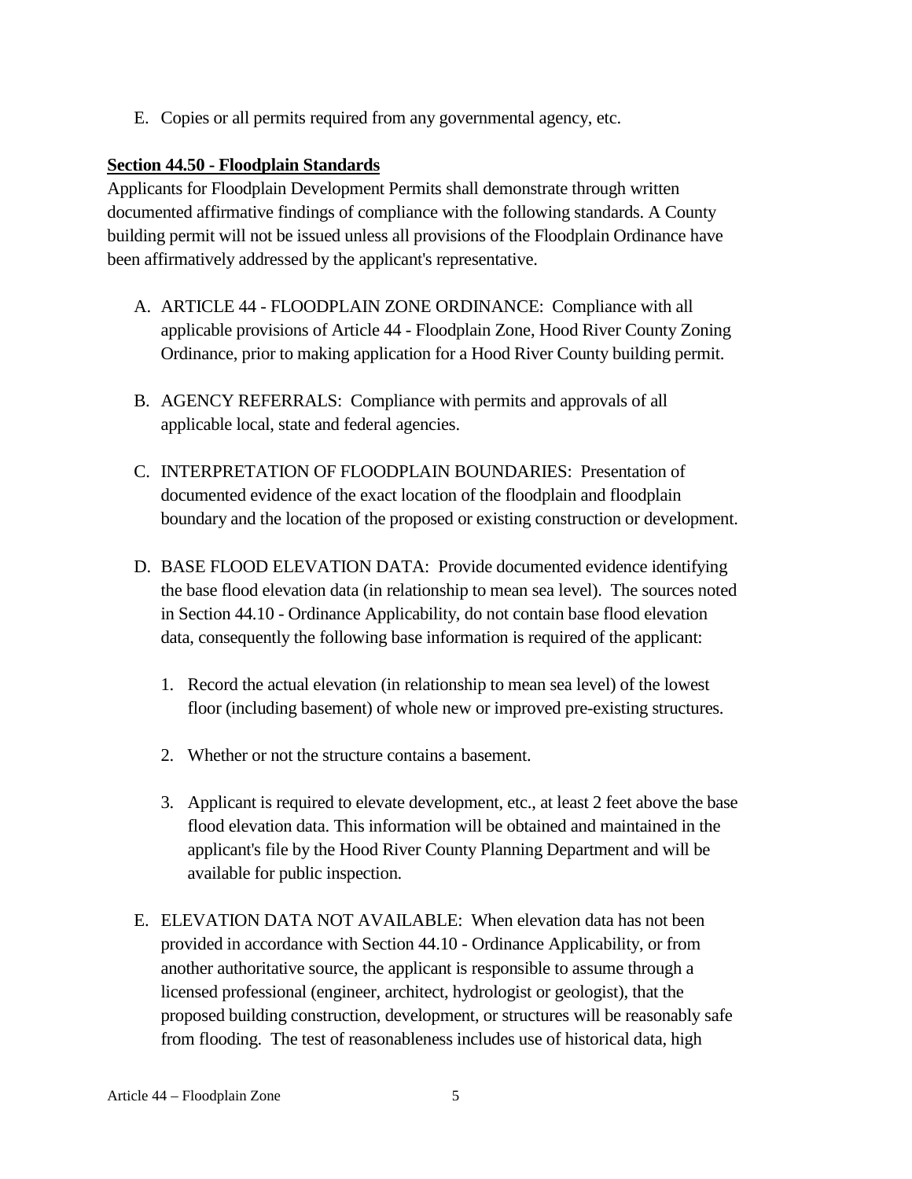E. Copies or all permits required from any governmental agency, etc.

**Section 44.50 - Floodplain Standards**

Applicants for Floodplain Development Permits shall demonstrate through written documented affirmative findings of compliance with the following standards. A County building permit will not be issued unless all provisions of the Floodplain Ordinance have been affirmatively addressed by the applicant's representative.

A. ARTICLE 44 - FLOODPLAIN ZONE ORDINANCE: Compliance with all applicable provisions of Article 44 - Floodplain Zone, Hood River County Zoning Ordinance, prior to making application for a Hood River County building permit.

B. AGENCY REFERRALS: Compliance with permits and approvals of all applicable local, state and federal agencies.

C. INTERPRETATION OF FLOODPLAIN BOUNDARIES: Presentation of documented evidence of the exact location of the floodplain and floodplain boundary and the location of the proposed or existing construction or development.

D. BASE FLOOD ELEVATION DATA: Provide documented evidence identifying the base flood elevation data (in relationship to mean sea level). The sources noted in Section 44.10 - Ordinance Applicability, do not contain base flood elevation data, consequently the following base information is required of the applicant:

   1. Record the actual elevation (in relationship to mean sea level) of the lowest floor (including basement) of whole new or improved pre-existing structures.

   2. Whether or not the structure contains a basement.

   3. Applicant is required to elevate development, etc., at least 2 feet above the base flood elevation data. This information will be obtained and maintained in the applicant's file by the Hood River County Planning Department and will be available for public inspection.

E. ELEVATION DATA NOT AVAILABLE: When elevation data has not been provided in accordance with Section 44.10 - Ordinance Applicability, or from another authoritative source, the applicant is responsible to assume through a licensed professional (engineer, architect, hydrologist or geologist), that the proposed building construction, development, or structures will be reasonably safe from flooding. The test of reasonableness includes use of historical data, high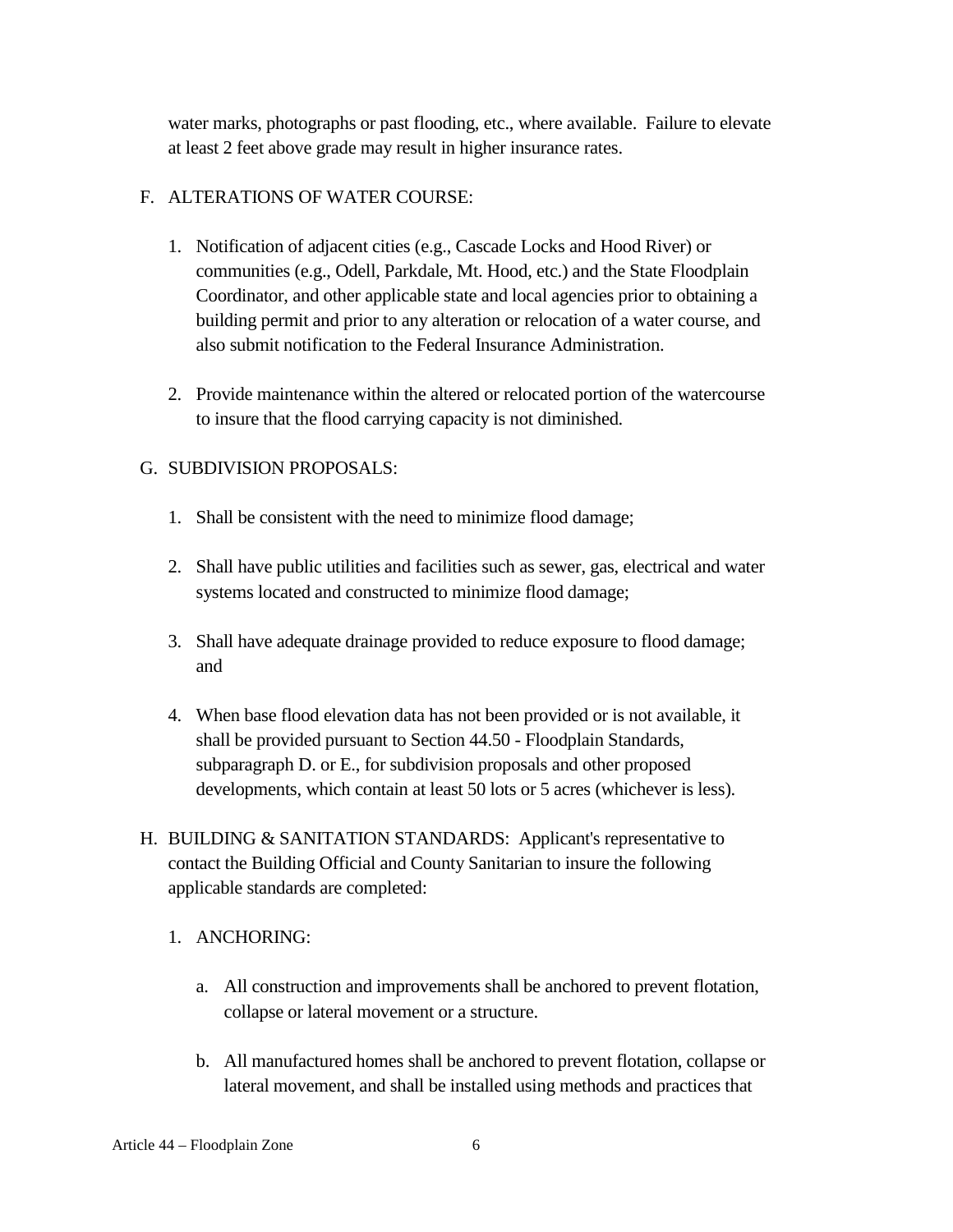water marks, photographs or past flooding, etc., where available. Failure to elevate at least 2 feet above grade may result in higher insurance rates.

F. ALTERATIONS OF WATER COURSE:

1. Notification of adjacent cities (e.g., Cascade Locks and Hood River) or communities (e.g., Odell, Parkdale, Mt. Hood, etc.) and the State Floodplain Coordinator, and other applicable state and local agencies prior to obtaining a building permit and prior to any alteration or relocation of a water course, and also submit notification to the Federal Insurance Administration.

2. Provide maintenance within the altered or relocated portion of the watercourse to insure that the flood carrying capacity is not diminished.

G. SUBDIVISION PROPOSALS:

1. Shall be consistent with the need to minimize flood damage;

2. Shall have public utilities and facilities such as sewer, gas, electrical and water systems located and constructed to minimize flood damage;

3. Shall have adequate drainage provided to reduce exposure to flood damage; and

4. When base flood elevation data has not been provided or is not available, it shall be provided pursuant to Section 44.50 - Floodplain Standards, subparagraph D. or E., for subdivision proposals and other proposed developments, which contain at least 50 lots or 5 acres (whichever is less).

H. BUILDING & SANITATION STANDARDS: Applicant's representative to contact the Building Official and County Sanitarian to insure the following applicable standards are completed:

1. ANCHORING:

   a. All construction and improvements shall be anchored to prevent flotation, collapse or lateral movement or a structure.

   b. All manufactured homes shall be anchored to prevent flotation, collapse or lateral movement, and shall be installed using methods and practices that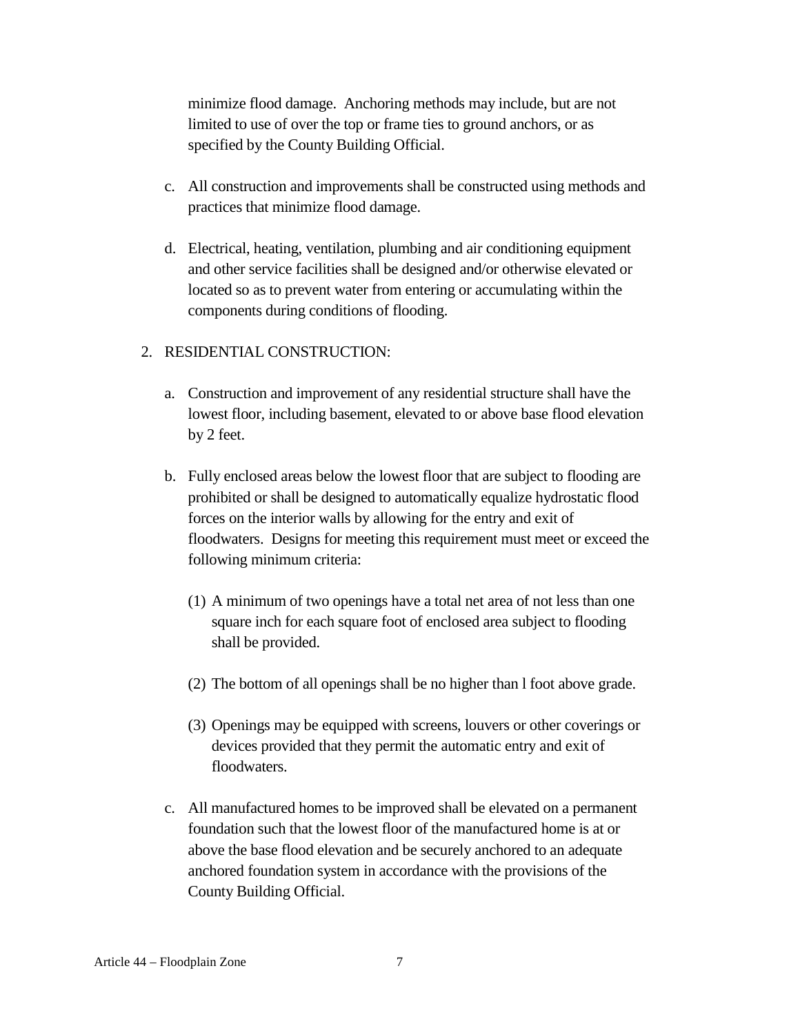minimize flood damage. Anchoring methods may include, but are not limited to use of over the top or frame ties to ground anchors, or as specified by the County Building Official.

c. All construction and improvements shall be constructed using methods and practices that minimize flood damage.

d. Electrical, heating, ventilation, plumbing and air conditioning equipment and other service facilities shall be designed and/or otherwise elevated or located so as to prevent water from entering or accumulating within the components during conditions of flooding.

2. RESIDENTIAL CONSTRUCTION:

   a. Construction and improvement of any residential structure shall have the lowest floor, including basement, elevated to or above base flood elevation by 2 feet.

   b. Fully enclosed areas below the lowest floor that are subject to flooding are prohibited or shall be designed to automatically equalize hydrostatic flood forces on the interior walls by allowing for the entry and exit of floodwaters. Designs for meeting this requirement must meet or exceed the following minimum criteria:

      (1) A minimum of two openings have a total net area of not less than one square inch for each square foot of enclosed area subject to flooding shall be provided.

      (2) The bottom of all openings shall be no higher than l foot above grade.

      (3) Openings may be equipped with screens, louvers or other coverings or devices provided that they permit the automatic entry and exit of floodwaters.

   c. All manufactured homes to be improved shall be elevated on a permanent foundation such that the lowest floor of the manufactured home is at or above the base flood elevation and be securely anchored to an adequate anchored foundation system in accordance with the provisions of the County Building Official.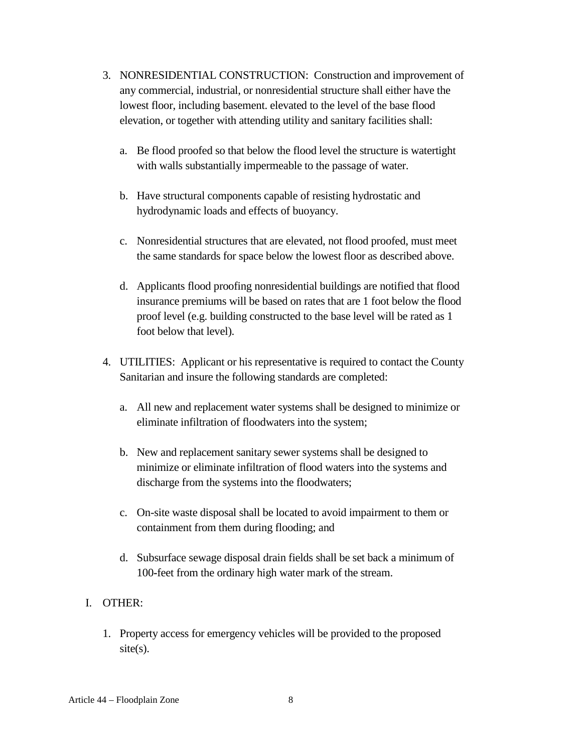3. NONRESIDENTIAL CONSTRUCTION: Construction and improvement of any commercial, industrial, or nonresidential structure shall either have the lowest floor, including basement. elevated to the level of the base flood elevation, or together with attending utility and sanitary facilities shall:

   a. Be flood proofed so that below the flood level the structure is watertight with walls substantially impermeable to the passage of water.

   b. Have structural components capable of resisting hydrostatic and hydrodynamic loads and effects of buoyancy.

   c. Nonresidential structures that are elevated, not flood proofed, must meet the same standards for space below the lowest floor as described above.

   d. Applicants flood proofing nonresidential buildings are notified that flood insurance premiums will be based on rates that are 1 foot below the flood proof level (e.g. building constructed to the base level will be rated as 1 foot below that level).

4. UTILITIES: Applicant or his representative is required to contact the County Sanitarian and insure the following standards are completed:

   a. All new and replacement water systems shall be designed to minimize or eliminate infiltration of floodwaters into the system;

   b. New and replacement sanitary sewer systems shall be designed to minimize or eliminate infiltration of flood waters into the systems and discharge from the systems into the floodwaters;

   c. On-site waste disposal shall be located to avoid impairment to them or containment from them during flooding; and

   d. Subsurface sewage disposal drain fields shall be set back a minimum of 100-feet from the ordinary high water mark of the stream.

I. OTHER:

1. Property access for emergency vehicles will be provided to the proposed site(s).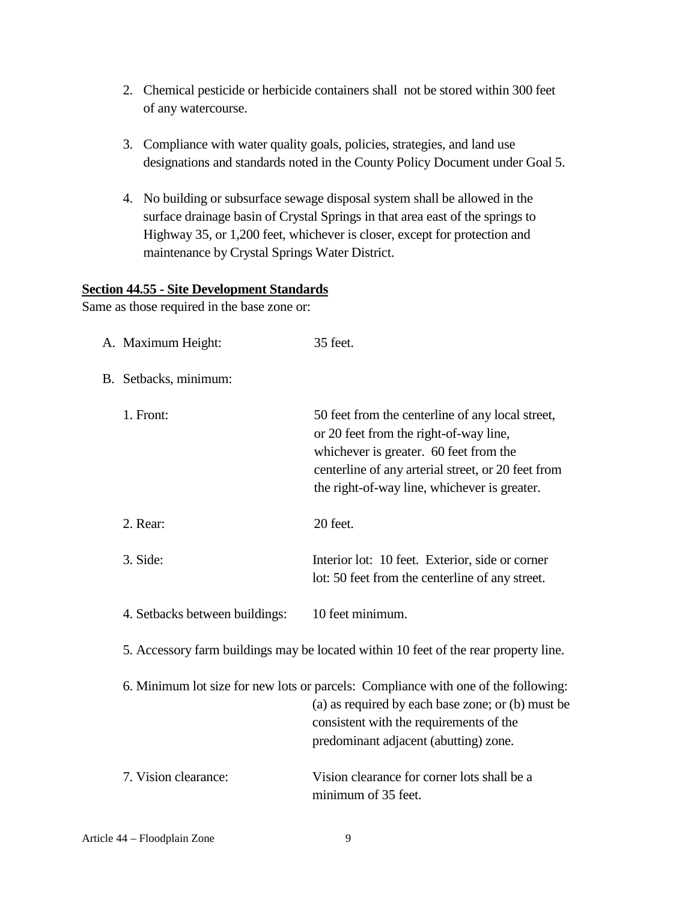2. Chemical pesticide or herbicide containers shall not be stored within 300 feet of any watercourse.

3. Compliance with water quality goals, policies, strategies, and land use designations and standards noted in the County Policy Document under Goal 5.

4. No building or subsurface sewage disposal system shall be allowed in the surface drainage basin of Crystal Springs in that area east of the springs to Highway 35, or 1,200 feet, whichever is closer, except for protection and maintenance by Crystal Springs Water District.

**Section 44.55 - Site Development Standards**

Same as those required in the base zone or:

A. Maximum Height: 35 feet.

B. Setbacks, minimum:

1. Front: 50 feet from the centerline of any local street, or 20 feet from the right-of-way line, whichever is greater. 60 feet from the centerline of any arterial street, or 20 feet from the right-of-way line, whichever is greater.

2. Rear: 20 feet.

3. Side: Interior lot: 10 feet. Exterior, side or corner lot: 50 feet from the centerline of any street.

4. Setbacks between buildings: 10 feet minimum.

5. Accessory farm buildings may be located within 10 feet of the rear property line.

6. Minimum lot size for new lots or parcels: Compliance with one of the following: (a) as required by each base zone; or (b) must be consistent with the requirements of the predominant adjacent (abutting) zone.

7. Vision clearance: Vision clearance for corner lots shall be a minimum of 35 feet.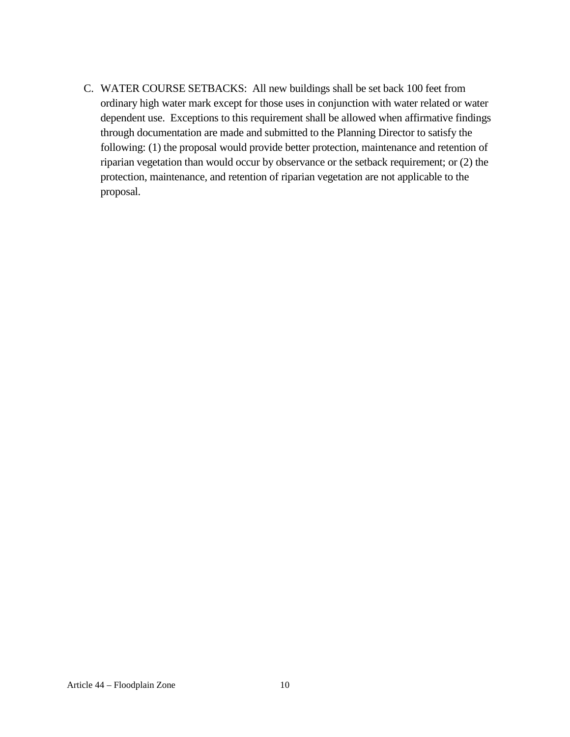C. WATER COURSE SETBACKS: All new buildings shall be set back 100 feet from ordinary high water mark except for those uses in conjunction with water related or water dependent use. Exceptions to this requirement shall be allowed when affirmative findings through documentation are made and submitted to the Planning Director to satisfy the following: (1) the proposal would provide better protection, maintenance and retention of riparian vegetation than would occur by observance or the setback requirement; or (2) the protection, maintenance, and retention of riparian vegetation are not applicable to the proposal.